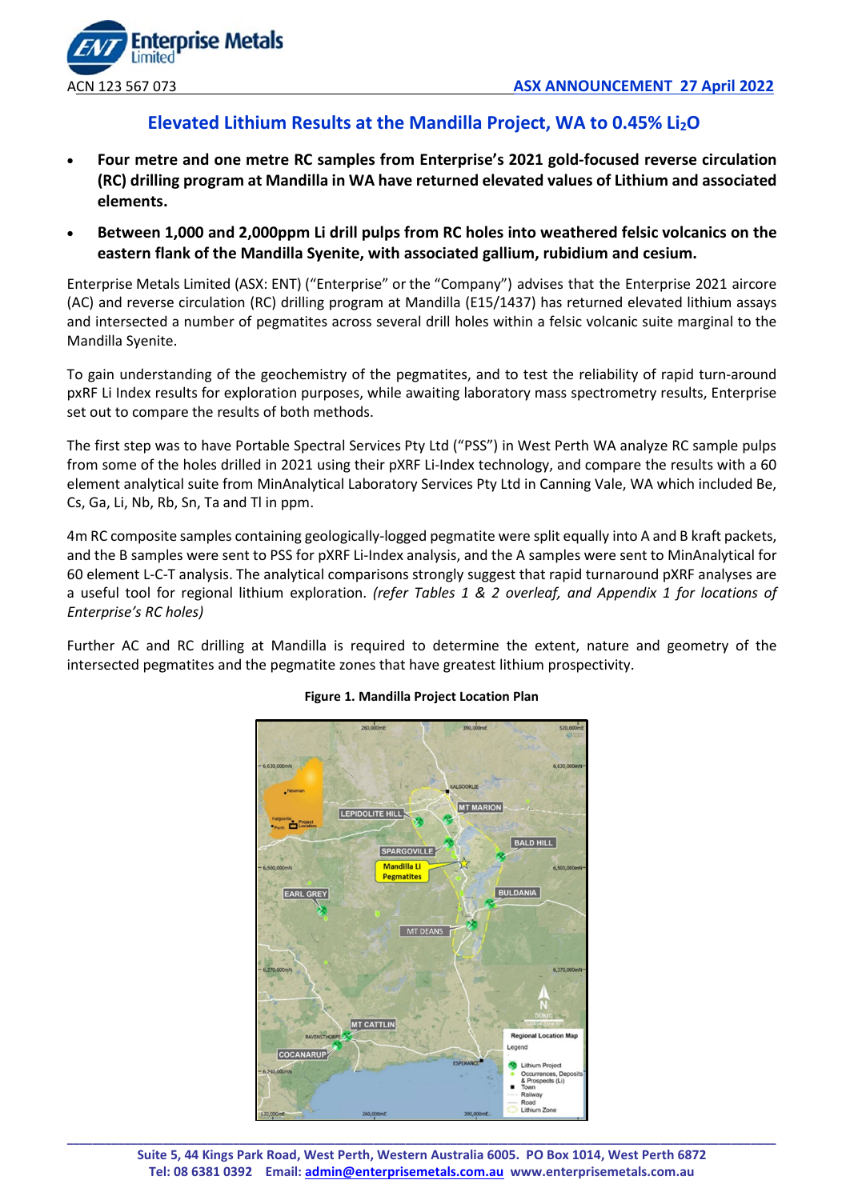ACN 123 567 073

**ASX ANNOUNCEMENT 27 April 2022**

# Elevated Lithium Results at the Mandilla Project, WA to 0.45% $Li_2O$

- **Four metre and one metre RC samples from Enterprise's 2021 gold-focused reverse circulation (RC) drilling program at Mandilla in WA have returned elevated values of Lithium and associated elements.**
- **Between 1,000 and 2,000ppm Li drill pulps from RC holes into weathered felsic volcanics on the eastern flank of the Mandilla Syenite, with associated gallium, rubidium and cesium.**

Enterprise Metals Limited (ASX: ENT) ("Enterprise" or the "Company") advises that the Enterprise 2021 aircore (AC) and reverse circulation (RC) drilling program at Mandilla (E15/1437) has returned elevated lithium assays and intersected a number of pegmatites across several drill holes within a felsic volcanic suite marginal to the Mandilla Syenite.

To gain understanding of the geochemistry of the pegmatites, and to test the reliability of rapid turn-around pxRF Li Index results for exploration purposes, while awaiting laboratory mass spectrometry results, Enterprise set out to compare the results of both methods.

The first step was to have Portable Spectral Services Pty Ltd ("PSS") in West Perth WA analyze RC sample pulps from some of the holes drilled in 2021 using their pXRF Li-Index technology, and compare the results with a 60 element analytical suite from MinAnalytical Laboratory Services Pty Ltd in Canning Vale, WA which included Be, Cs, Ga, Li, Nb, Rb, Sn, Ta and Tl in ppm.

4m RC composite samples containing geologically-logged pegmatite were split equally into A and B kraft packets, and the B samples were sent to PSS for pXRF Li-Index analysis, and the A samples were sent to MinAnalytical for 60 element L-C-T analysis. The analytical comparisons strongly suggest that rapid turnaround pXRF analyses are a useful tool for regional lithium exploration. *(refer Tables 1 & 2 overleaf, and Appendix 1 for locations of Enterprise's RC holes)*

Further AC and RC drilling at Mandilla is required to determine the extent, nature and geometry of the intersected pegmatites and the pegmatite zones that have greatest lithium prospectivity.

**Figure 1. Mandilla Project Location Plan**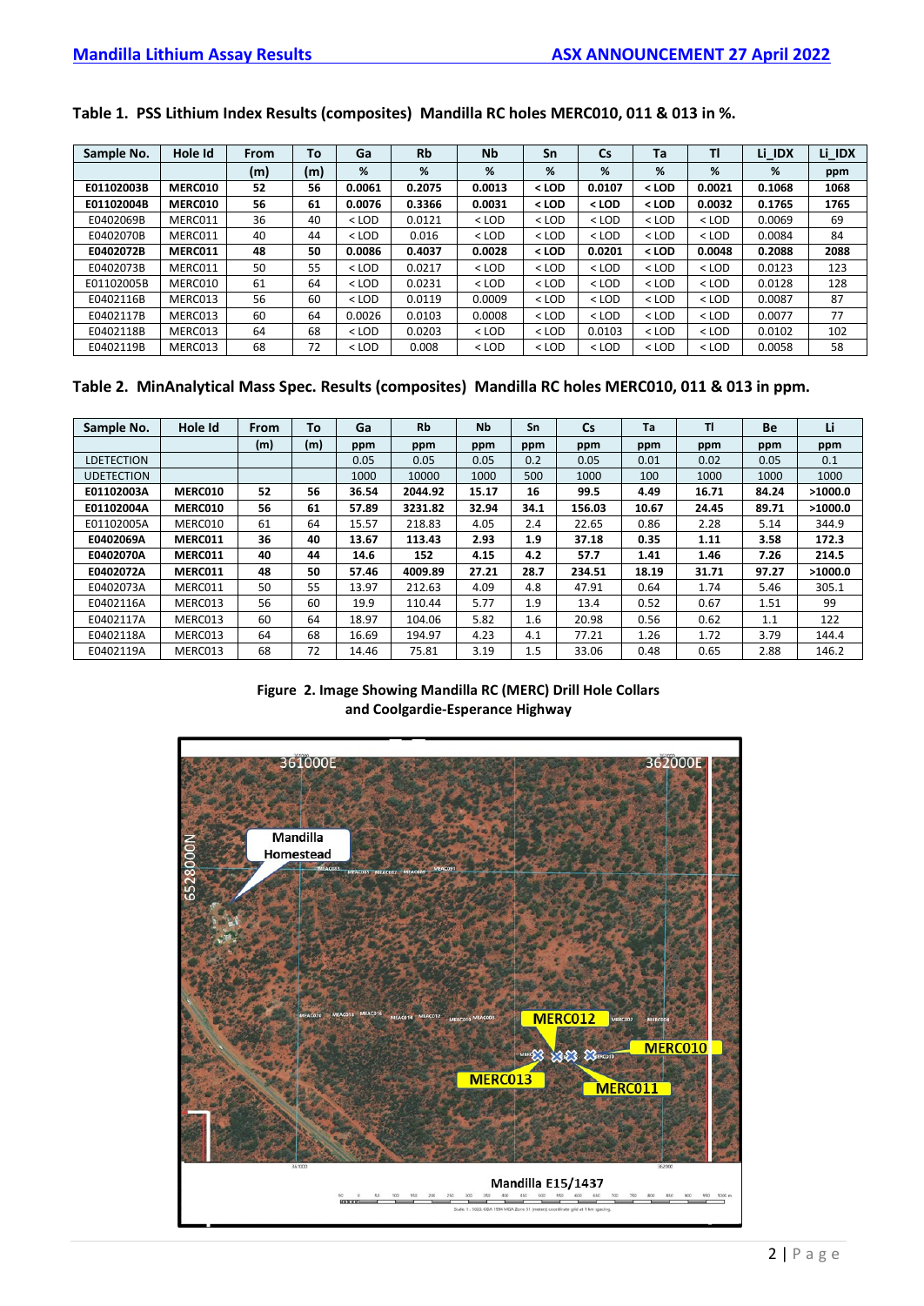### Table 1. PSS Lithium Index Results (composites) Mandilla RC holes MERC010, 011 & 013 in %.

| Sample No. | Hole Id | From | To | Ga | Rb | Nb | Sn | Cs | Ta | Tl | Li_IDX | Li_IDX |
|---|---|---|---|---|---|---|---|---|---|---|---|---|
| | | (m) | (m) | % | % | % | % | % | % | % | % | ppm |
| **E01102003B** | **MERC010** | **52** | **56** | **0.0061** | **0.2075** | **0.0013** | **< LOD** | **0.0107** | **< LOD** | **0.0021** | **0.1068** | **1068** |
| **E01102004B** | **MERC010** | **56** | **61** | **0.0076** | **0.3366** | **0.0031** | **< LOD** | **< LOD** | **< LOD** | **0.0032** | **0.1765** | **1765** |
| E0402069B | MERC011 | 36 | 40 | < LOD | 0.0121 | < LOD | < LOD | < LOD | < LOD | < LOD | 0.0069 | 69 |
| E0402070B | MERC011 | 40 | 44 | < LOD | 0.016 | < LOD | < LOD | < LOD | < LOD | < LOD | 0.0084 | 84 |
| **E0402072B** | **MERC011** | **48** | **50** | **0.0086** | **0.4037** | **0.0028** | **< LOD** | **0.0201** | **< LOD** | **0.0048** | **0.2088** | **2088** |
| E0402073B | MERC011 | 50 | 55 | < LOD | 0.0217 | < LOD | < LOD | < LOD | < LOD | < LOD | 0.0123 | 123 |
| E01102005B | MERC010 | 61 | 64 | < LOD | 0.0231 | < LOD | < LOD | < LOD | < LOD | < LOD | 0.0128 | 128 |
| E0402116B | MERC013 | 56 | 60 | < LOD | 0.0119 | 0.0009 | < LOD | < LOD | < LOD | < LOD | 0.0087 | 87 |
| E0402117B | MERC013 | 60 | 64 | 0.0026 | 0.0103 | 0.0008 | < LOD | < LOD | < LOD | < LOD | 0.0077 | 77 |
| E0402118B | MERC013 | 64 | 68 | < LOD | 0.0203 | < LOD | < LOD | 0.0103 | < LOD | < LOD | 0.0102 | 102 |
| E0402119B | MERC013 | 68 | 72 | < LOD | 0.008 | < LOD | < LOD | < LOD | < LOD | < LOD | 0.0058 | 58 |

### Table 2. MinAnalytical Mass Spec. Results (composites) Mandilla RC holes MERC010, 011 & 013 in ppm.

| Sample No. | Hole Id | From | To | Ga | Rb | Nb | Sn | Cs | Ta | Tl | Be | Li |
|---|---|---|---|---|---|---|---|---|---|---|---|---|
| | | (m) | (m) | ppm | ppm | ppm | ppm | ppm | ppm | ppm | ppm | ppm |
| LDETECTION | | | | 0.05 | 0.05 | 0.05 | 0.2 | 0.05 | 0.01 | 0.02 | 0.05 | 0.1 |
| UDETECTION | | | | 1000 | 10000 | 1000 | 500 | 1000 | 100 | 1000 | 1000 | 1000 |
| **E01102003A** | **MERC010** | **52** | **56** | **36.54** | **2044.92** | **15.17** | **16** | **99.5** | **4.49** | **16.71** | **84.24** | **>1000.0** |
| **E01102004A** | **MERC010** | **56** | **61** | **57.89** | **3231.82** | **32.94** | **34.1** | **156.03** | **10.67** | **24.45** | **89.71** | **>1000.0** |
| E01102005A | MERC010 | 61 | 64 | 15.57 | 218.83 | 4.05 | 2.4 | 22.65 | 0.86 | 2.28 | 5.14 | 344.9 |
| **E0402069A** | **MERC011** | **36** | **40** | **13.67** | **113.43** | **2.93** | **1.9** | **37.18** | **0.35** | **1.11** | **3.58** | **172.3** |
| **E0402070A** | **MERC011** | **40** | **44** | **14.6** | **152** | **4.15** | **4.2** | **57.7** | **1.41** | **1.46** | **7.26** | **214.5** |
| **E0402072A** | **MERC011** | **48** | **50** | **57.46** | **4009.89** | **27.21** | **28.7** | **234.51** | **18.19** | **31.71** | **97.27** | **>1000.0** |
| E0402073A | MERC011 | 50 | 55 | 13.97 | 212.63 | 4.09 | 4.8 | 47.91 | 0.64 | 1.74 | 5.46 | 305.1 |
| E0402116A | MERC013 | 56 | 60 | 19.9 | 110.44 | 5.77 | 1.9 | 13.4 | 0.52 | 0.67 | 1.51 | 99 |
| E0402117A | MERC013 | 60 | 64 | 18.97 | 104.06 | 5.82 | 1.6 | 20.98 | 0.56 | 0.62 | 1.1 | 122 |
| E0402118A | MERC013 | 64 | 68 | 16.69 | 194.97 | 4.23 | 4.1 | 77.21 | 1.26 | 1.72 | 3.79 | 144.4 |
| E0402119A | MERC013 | 68 | 72 | 14.46 | 75.81 | 3.19 | 1.5 | 33.06 | 0.48 | 0.65 | 2.88 | 146.2 |

**Figure 2. Image Showing Mandilla RC (MERC) Drill Hole Collars and Coolgardie-Esperance Highway**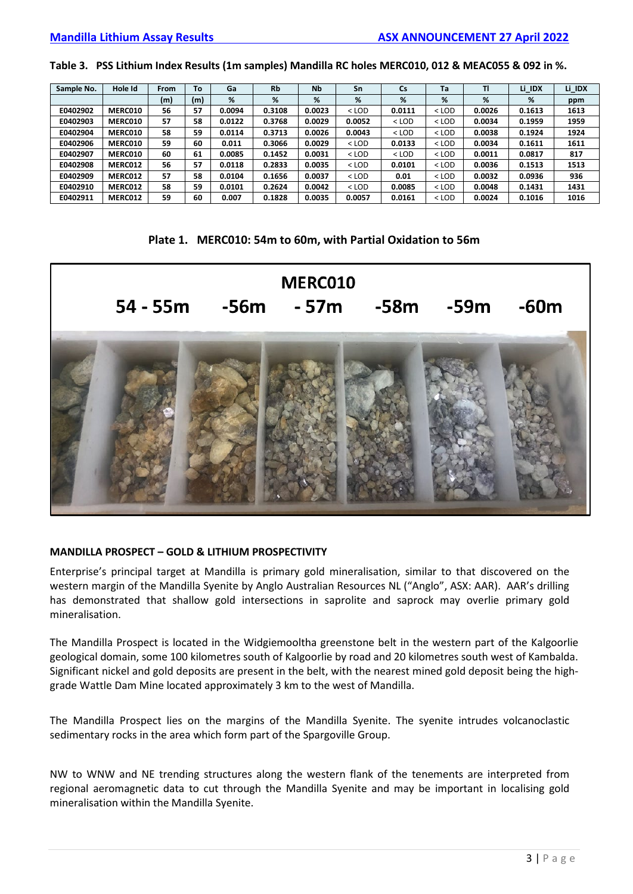**Table 3. PSS Lithium Index Results (1m samples) Mandilla RC holes MERC010, 012 & MEAC055 & 092 in %.**

| Sample No. | Hole Id | From | To | Ga | Rb | Nb | Sn | Cs | Ta | Tl | Li_IDX | Li_IDX |
|---|---|---|---|---|---|---|---|---|---|---|---|---|
| | | (m) | (m) | % | % | % | % | % | % | % | % | ppm |
| E0402902 | MERC010 | 56 | 57 | 0.0094 | 0.3108 | 0.0023 | < LOD | 0.0111 | < LOD | 0.0026 | 0.1613 | 1613 |
| E0402903 | MERC010 | 57 | 58 | 0.0122 | 0.3768 | 0.0029 | 0.0052 | < LOD | < LOD | 0.0034 | 0.1959 | 1959 |
| E0402904 | MERC010 | 58 | 59 | 0.0114 | 0.3713 | 0.0026 | 0.0043 | < LOD | < LOD | 0.0038 | 0.1924 | 1924 |
| E0402906 | MERC010 | 59 | 60 | 0.011 | 0.3066 | 0.0029 | < LOD | 0.0133 | < LOD | 0.0034 | 0.1611 | 1611 |
| E0402907 | MERC010 | 60 | 61 | 0.0085 | 0.1452 | 0.0031 | < LOD | < LOD | < LOD | 0.0011 | 0.0817 | 817 |
| E0402908 | MERC012 | 56 | 57 | 0.0118 | 0.2833 | 0.0035 | < LOD | 0.0101 | < LOD | 0.0036 | 0.1513 | 1513 |
| E0402909 | MERC012 | 57 | 58 | 0.0104 | 0.1656 | 0.0037 | < LOD | 0.01 | < LOD | 0.0032 | 0.0936 | 936 |
| E0402910 | MERC012 | 58 | 59 | 0.0101 | 0.2624 | 0.0042 | < LOD | 0.0085 | < LOD | 0.0048 | 0.1431 | 1431 |
| E0402911 | MERC012 | 59 | 60 | 0.007 | 0.1828 | 0.0035 | 0.0057 | 0.0161 | < LOD | 0.0024 | 0.1016 | 1016 |

**Plate 1. MERC010: 54m to 60m, with Partial Oxidation to 56m**

MERC010

54 - 55m -56m - 57m -58m -59m -60m

### MANDILLA PROSPECT – GOLD & LITHIUM PROSPECTIVITY

Enterprise's principal target at Mandilla is primary gold mineralisation, similar to that discovered on the western margin of the Mandilla Syenite by Anglo Australian Resources NL ("Anglo", ASX: AAR). AAR's drilling has demonstrated that shallow gold intersections in saprolite and saprock may overlie primary gold mineralisation.

The Mandilla Prospect is located in the Widgiemooltha greenstone belt in the western part of the Kalgoorlie geological domain, some 100 kilometres south of Kalgoorlie by road and 20 kilometres south west of Kambalda. Significant nickel and gold deposits are present in the belt, with the nearest mined gold deposit being the high-grade Wattle Dam Mine located approximately 3 km to the west of Mandilla.

The Mandilla Prospect lies on the margins of the Mandilla Syenite. The syenite intrudes volcanoclastic sedimentary rocks in the area which form part of the Spargoville Group.

NW to WNW and NE trending structures along the western flank of the tenements are interpreted from regional aeromagnetic data to cut through the Mandilla Syenite and may be important in localising gold mineralisation within the Mandilla Syenite.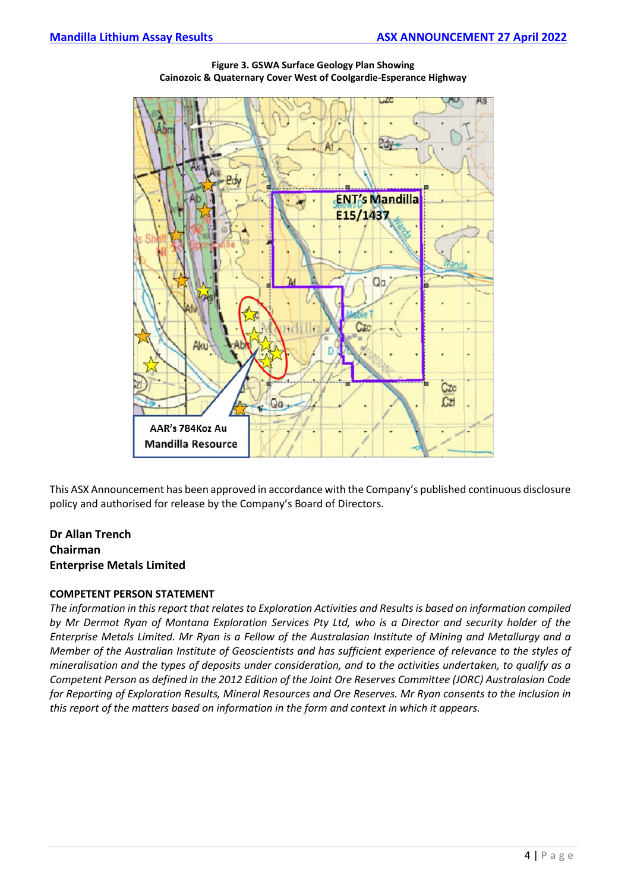**Figure 3. GSWA Surface Geology Plan Showing Cainozoic & Quaternary Cover West of Coolgardie-Esperance Highway**

This ASX Announcement has been approved in accordance with the Company's published continuous disclosure policy and authorised for release by the Company's Board of Directors.

**Dr Allan Trench**
**Chairman**
**Enterprise Metals Limited**

**COMPETENT PERSON STATEMENT**

*The information in this report that relates to Exploration Activities and Results is based on information compiled by Mr Dermot Ryan of Montana Exploration Services Pty Ltd, who is a Director and security holder of the Enterprise Metals Limited. Mr Ryan is a Fellow of the Australian Institute of Mining and Metallurgy and a Member of the Australian Institute of Geoscientists and has sufficient experience of relevance to the styles of mineralisation and the types of deposits under consideration, and to the activities undertaken, to qualify as a Competent Person as defined in the 2012 Edition of the Joint Ore Reserves Committee (JORC) Australasian Code for Reporting of Exploration Results, Mineral Resources and Ore Reserves. Mr Ryan consents to the inclusion in this report of the matters based on information in the form and context in which it appears.*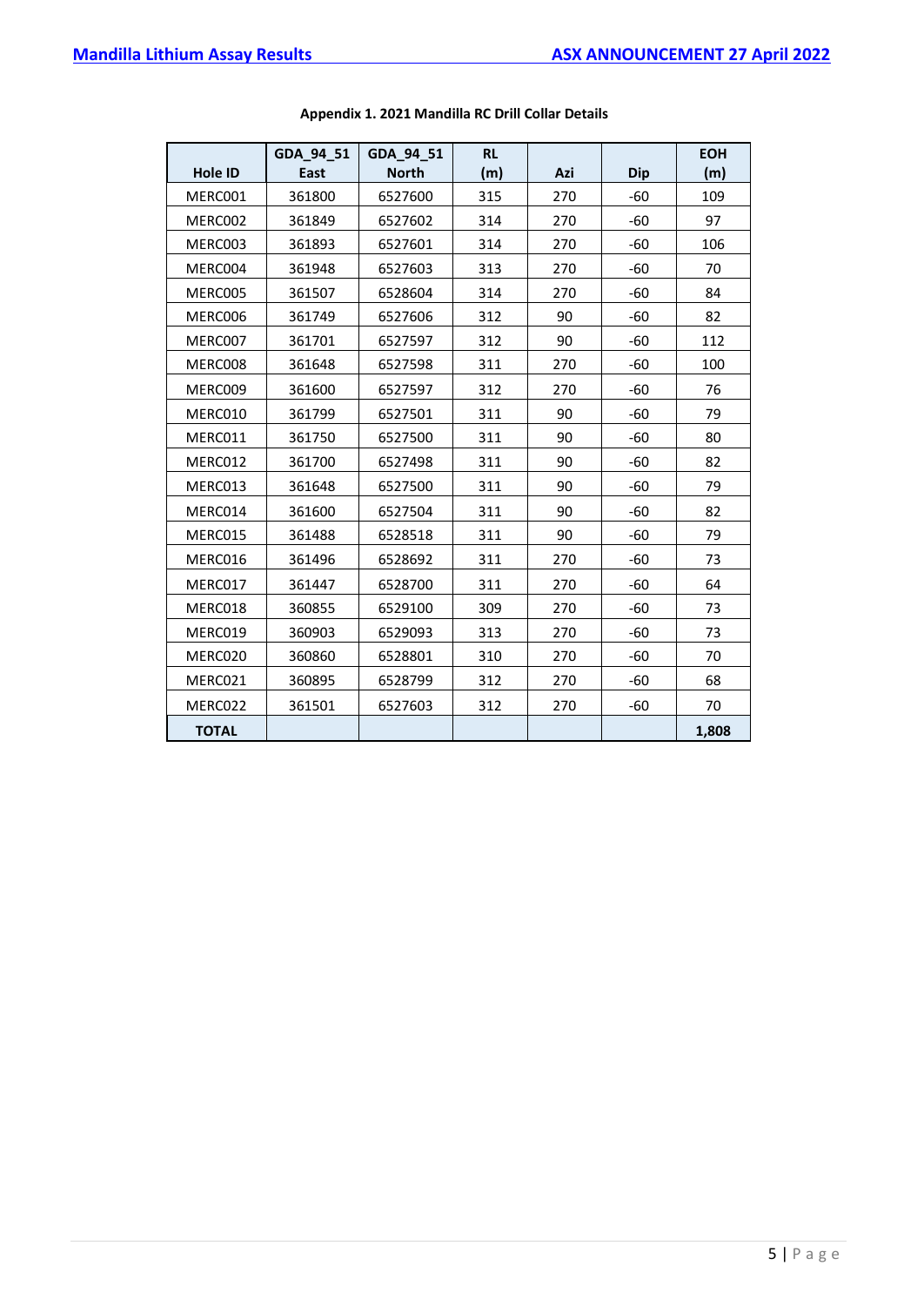**Appendix 1. 2021 Mandilla RC Drill Collar Details**

| Hole ID | GDA_94_51 East | GDA_94_51 North | RL (m) | Azi | Dip | EOH (m) |
|---|---|---|---|---|---|---|
| MERC001 | 361800 | 6527600 | 315 | 270 | -60 | 109 |
| MERC002 | 361849 | 6527602 | 314 | 270 | -60 | 97 |
| MERC003 | 361893 | 6527601 | 314 | 270 | -60 | 106 |
| MERC004 | 361948 | 6527603 | 313 | 270 | -60 | 70 |
| MERC005 | 361507 | 6528604 | 314 | 270 | -60 | 84 |
| MERC006 | 361749 | 6527606 | 312 | 90 | -60 | 82 |
| MERC007 | 361701 | 6527597 | 312 | 90 | -60 | 112 |
| MERC008 | 361648 | 6527598 | 311 | 270 | -60 | 100 |
| MERC009 | 361600 | 6527597 | 312 | 270 | -60 | 76 |
| MERC010 | 361799 | 6527501 | 311 | 90 | -60 | 79 |
| MERC011 | 361750 | 6527500 | 311 | 90 | -60 | 80 |
| MERC012 | 361700 | 6527498 | 311 | 90 | -60 | 82 |
| MERC013 | 361648 | 6527500 | 311 | 90 | -60 | 79 |
| MERC014 | 361600 | 6527504 | 311 | 90 | -60 | 82 |
| MERC015 | 361488 | 6528518 | 311 | 90 | -60 | 79 |
| MERC016 | 361496 | 6528692 | 311 | 270 | -60 | 73 |
| MERC017 | 361447 | 6528700 | 311 | 270 | -60 | 64 |
| MERC018 | 360855 | 6529100 | 309 | 270 | -60 | 73 |
| MERC019 | 360903 | 6529093 | 313 | 270 | -60 | 73 |
| MERC020 | 360860 | 6528801 | 310 | 270 | -60 | 70 |
| MERC021 | 360895 | 6528799 | 312 | 270 | -60 | 68 |
| MERC022 | 361501 | 6527603 | 312 | 270 | -60 | 70 |
| **TOTAL** | | | | | | **1,808** |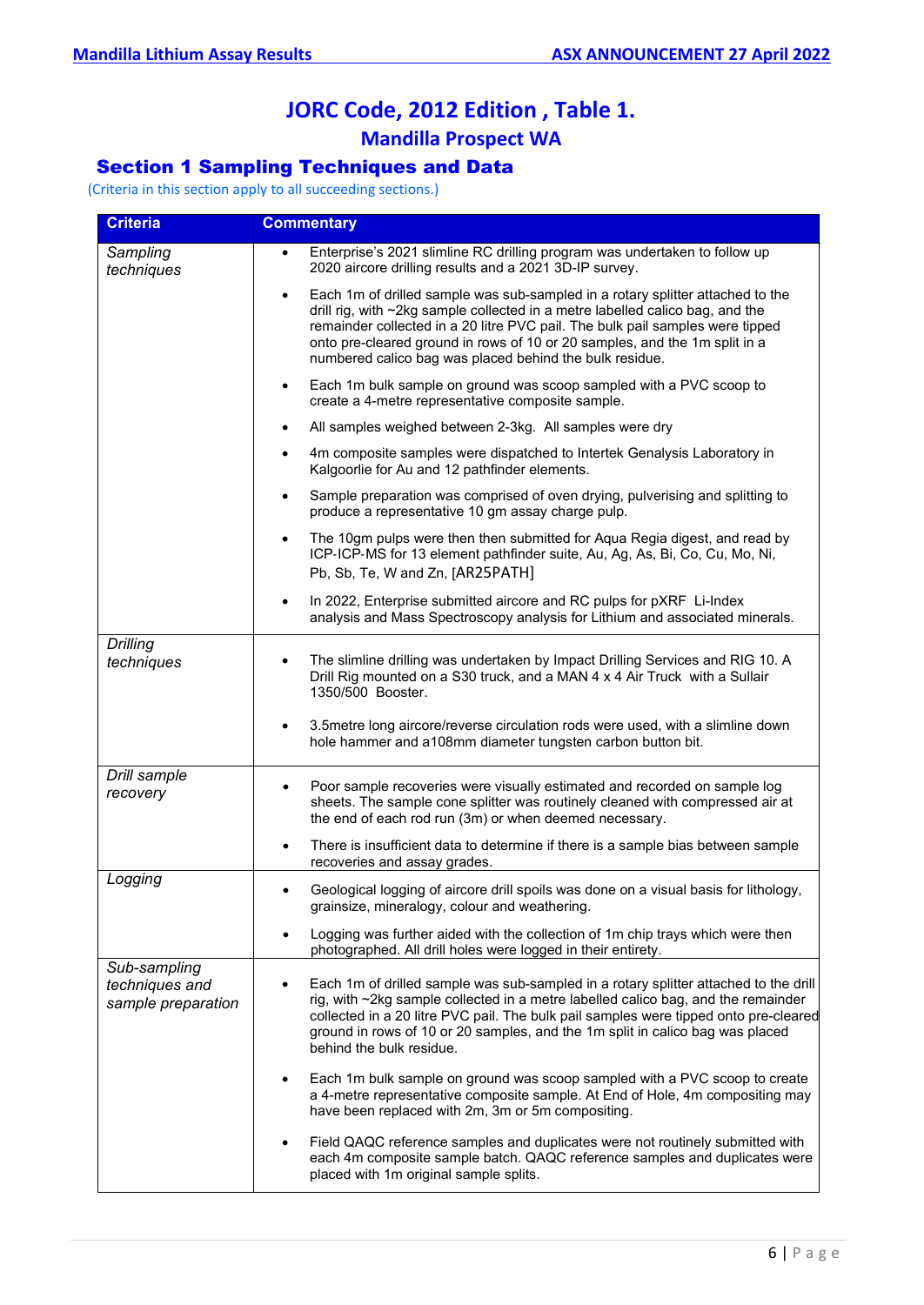# JORC Code, 2012 Edition , Table 1.

## Mandilla Prospect WA

## Section 1 Sampling Techniques and Data

(Criteria in this section apply to all succeeding sections.)

| Criteria | Commentary |
|---|---|
| *Sampling techniques* | • Enterprise's 2021 slimline RC drilling program was undertaken to follow up 2020 aircore drilling results and a 2021 3D-IP survey.<br>• Each 1m of drilled sample was sub-sampled in a rotary splitter attached to the drill rig, with ~2kg sample collected in a metre labelled calico bag, and the remainder collected in a 20 litre PVC pail. The bulk pail samples were tipped onto pre-cleared ground in rows of 10 or 20 samples, and the 1m split in a numbered calico bag was placed behind the bulk residue.<br>• Each 1m bulk sample on ground was scoop sampled with a PVC scoop to create a 4-metre representative composite sample.<br>• All samples weighed between 2-3kg. All samples were dry<br>• 4m composite samples were dispatched to Intertek Genalysis Laboratory in Kalgoorlie for Au and 12 pathfinder elements.<br>• Sample preparation was comprised of oven drying, pulverising and splitting to produce a representative 10 gm assay charge pulp.<br>• The 10gm pulps were then then submitted for Aqua Regia digest, and read by ICP-ICP-MS for 13 element pathfinder suite, Au, Ag, As, Bi, Co, Cu, Mo, Ni, Pb, Sb, Te, W and Zn, [AR25PATH]<br>• In 2022, Enterprise submitted aircore and RC pulps for pXRF Li-Index analysis and Mass Spectroscopy analysis for Lithium and associated minerals. |
| *Drilling techniques* | • The slimline drilling was undertaken by Impact Drilling Services and RIG 10. A Drill Rig mounted on a S30 truck, and a MAN 4 x 4 Air Truck with a Sullair 1350/500 Booster.<br>• 3.5metre long aircore/reverse circulation rods were used, with a slimline down hole hammer and a108mm diameter tungsten carbon button bit. |
| *Drill sample recovery* | • Poor sample recoveries were visually estimated and recorded on sample log sheets. The sample cone splitter was routinely cleaned with compressed air at the end of each rod run (3m) or when deemed necessary.<br>• There is insufficient data to determine if there is a sample bias between sample recoveries and assay grades. |
| *Logging* | • Geological logging of aircore drill spoils was done on a visual basis for lithology, grainsize, mineralogy, colour and weathering.<br>• Logging was further aided with the collection of 1m chip trays which were then photographed. All drill holes were logged in their entirety. |
| *Sub-sampling techniques and sample preparation* | • Each 1m of drilled sample was sub-sampled in a rotary splitter attached to the drill rig, with ~2kg sample collected in a metre labelled calico bag, and the remainder collected in a 20 litre PVC pail. The bulk pail samples were tipped onto pre-cleared ground in rows of 10 or 20 samples, and the 1m split in calico bag was placed behind the bulk residue.<br>• Each 1m bulk sample on ground was scoop sampled with a PVC scoop to create a 4-metre representative composite sample. At End of Hole, 4m compositing may have been replaced with 2m, 3m or 5m compositing.<br>• Field QAQC reference samples and duplicates were not routinely submitted with each 4m composite sample batch. QAQC reference samples and duplicates were placed with 1m original sample splits. |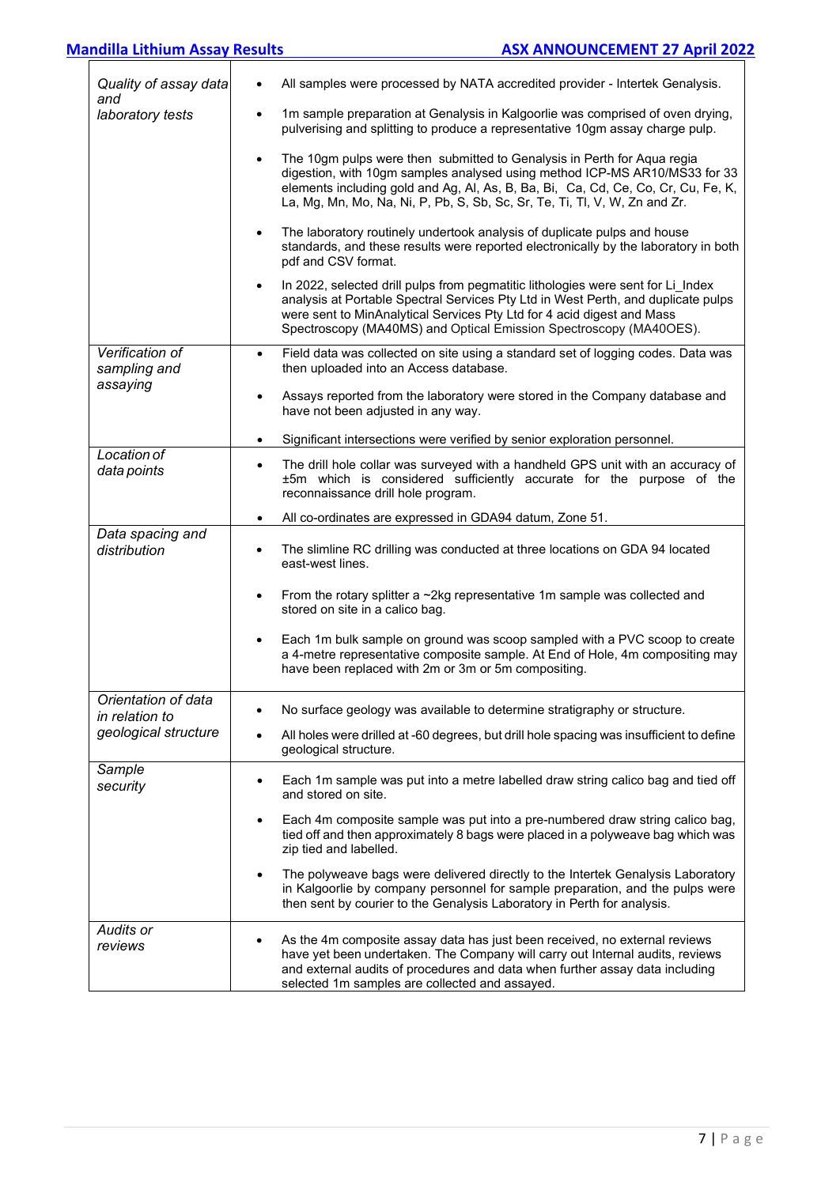| | |
|---|---|
| *Quality of assay data and laboratory tests* | • All samples were processed by NATA accredited provider - Intertek Genalysis.<br>• 1m sample preparation at Genalysis in Kalgoorlie was comprised of oven drying, pulverising and splitting to produce a representative 10gm assay charge pulp.<br>• The 10gm pulps were then submitted to Genalysis in Perth for Aqua regia digestion, with 10gm samples analysed using method ICP-MS AR10/MS33 for 33 elements including gold and Ag, Al, As, B, Ba, Bi, Ca, Cd, Ce, Co, Cr, Cu, Fe, K, La, Mg, Mn, Mo, Na, Ni, P, Pb, S, Sb, Sc, Sr, Te, Ti, Tl, V, W, Zn and Zr.<br>• The laboratory routinely undertook analysis of duplicate pulps and house standards, and these results were reported electronically by the laboratory in both pdf and CSV format.<br>• In 2022, selected drill pulps from pegmatitic lithologies were sent for Li_Index analysis at Portable Spectral Services Pty Ltd in West Perth, and duplicate pulps were sent to MinAnalytical Services Pty Ltd for 4 acid digest and Mass Spectroscopy (MA40MS) and Optical Emission Spectroscopy (MA40OES). |
| *Verification of sampling and assaying* | • Field data was collected on site using a standard set of logging codes. Data was then uploaded into an Access database.<br>• Assays reported from the laboratory were stored in the Company database and have not been adjusted in any way.<br>• Significant intersections were verified by senior exploration personnel. |
| *Location of data points* | • The drill hole collar was surveyed with a handheld GPS unit with an accuracy of ±5m which is considered sufficiently accurate for the purpose of the reconnaissance drill hole program.<br>• All co-ordinates are expressed in GDA94 datum, Zone 51. |
| *Data spacing and distribution* | • The slimline RC drilling was conducted at three locations on GDA 94 located east-west lines.<br>• From the rotary splitter a ~2kg representative 1m sample was collected and stored on site in a calico bag.<br>• Each 1m bulk sample on ground was scoop sampled with a PVC scoop to create a 4-metre representative composite sample. At End of Hole, 4m compositing may have been replaced with 2m or 3m or 5m compositing. |
| *Orientation of data in relation to geological structure* | • No surface geology was available to determine stratigraphy or structure.<br>• All holes were drilled at -60 degrees, but drill hole spacing was insufficient to define geological structure. |
| *Sample security* | • Each 1m sample was put into a metre labelled draw string calico bag and tied off and stored on site.<br>• Each 4m composite sample was put into a pre-numbered draw string calico bag, tied off and then approximately 8 bags were placed in a polyweave bag which was zip tied and labelled.<br>• The polyweave bags were delivered directly to the Intertek Genalysis Laboratory in Kalgoorlie by company personnel for sample preparation, and the pulps were then sent by courier to the Genalysis Laboratory in Perth for analysis. |
| *Audits or reviews* | • As the 4m composite assay data has just been received, no external reviews have yet been undertaken. The Company will carry out Internal audits, reviews and external audits of procedures and data when further assay data including selected 1m samples are collected and assayed. |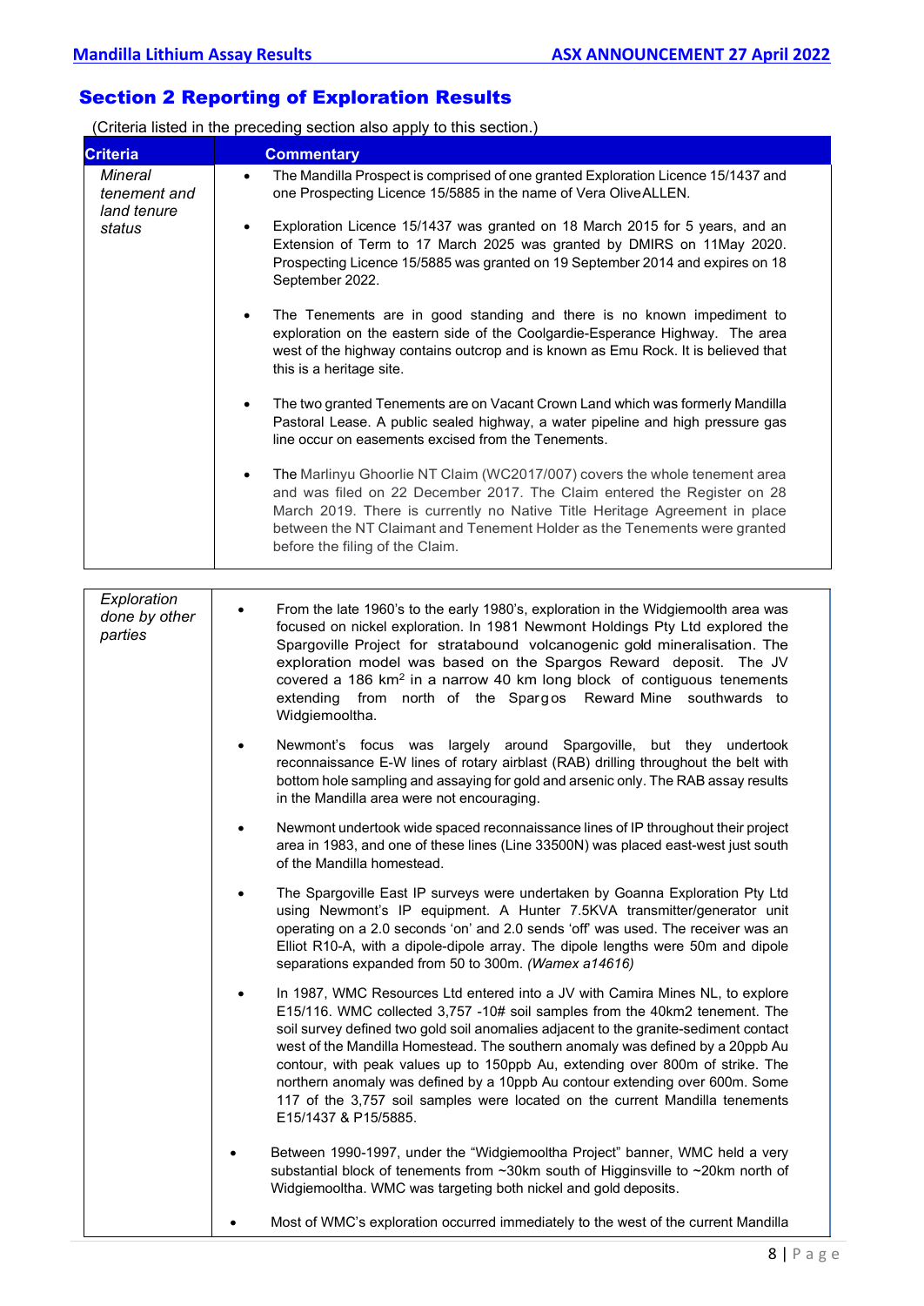## Section 2 Reporting of Exploration Results

(Criteria listed in the preceding section also apply to this section.)

| Criteria | Commentary |
|---|---|
| *Mineral tenement and land tenure status* | • The Mandilla Prospect is comprised of one granted Exploration Licence 15/1437 and one Prospecting Licence 15/5885 in the name of Vera Olive ALLEN.<br><br>• Exploration Licence 15/1437 was granted on 18 March 2015 for 5 years, and an Extension of Term to 17 March 2025 was granted by DMIRS on 11May 2020. Prospecting Licence 15/5885 was granted on 19 September 2014 and expires on 18 September 2022.<br><br>• The Tenements are in good standing and there is no known impediment to exploration on the eastern side of the Coolgardie-Esperance Highway. The area west of the highway contains outcrop and is known as Emu Rock. It is believed that this is a heritage site.<br><br>• The two granted Tenements are on Vacant Crown Land which was formerly Mandilla Pastoral Lease. A public sealed highway, a water pipeline and high pressure gas line occur on easements excised from the Tenements.<br><br>• The Marlinyu Ghoorlie NT Claim (WC2017/007) covers the whole tenement area and was filed on 22 December 2017. The Claim entered the Register on 28 March 2019. There is currently no Native Title Heritage Agreement in place between the NT Claimant and Tenement Holder as the Tenements were granted before the filing of the Claim. |
| *Exploration done by other parties* | • From the late 1960's to the early 1980's, exploration in the Widgiemoolth area was focused on nickel exploration. In 1981 Newmont Holdings Pty Ltd explored the Spargoville Project for stratabound volcanogenic gold mineralisation. The exploration model was based on the Spargos Reward deposit. The JV covered a 186 km$^2$ in a narrow 40 km long block of contiguous tenements extending from north of the Spargos Reward Mine southwards to Widgiemooltha.<br><br>• Newmont's focus was largely around Spargoville, but they undertook reconnaissance E-W lines of rotary airblast (RAB) drilling throughout the belt with bottom hole sampling and assaying for gold and arsenic only. The RAB assay results in the Mandilla area were not encouraging.<br><br>• Newmont undertook wide spaced reconnaissance lines of IP throughout their project area in 1983, and one of these lines (Line 33500N) was placed east-west just south of the Mandilla homestead.<br><br>• The Spargoville East IP surveys were undertaken by Goanna Exploration Pty Ltd using Newmont's IP equipment. A Hunter 7.5KVA transmitter/generator unit operating on a 2.0 seconds 'on' and 2.0 sends 'off' was used. The receiver was an Elliot R10-A, with a dipole-dipole array. The dipole lengths were 50m and dipole separations expanded from 50 to 300m. *(Wamex a14616)*<br><br>• In 1987, WMC Resources Ltd entered into a JV with Camira Mines NL, to explore E15/116. WMC collected 3,757 -10# soil samples from the 40km2 tenement. The soil survey defined two gold soil anomalies adjacent to the granite-sediment contact west of the Mandilla Homestead. The southern anomaly was defined by a 20ppb Au contour, with peak values up to 150ppb Au, extending over 800m of strike. The northern anomaly was defined by a 10ppb Au contour extending over 600m. Some 117 of the 3,757 soil samples were located on the current Mandilla tenements E15/1437 & P15/5885.<br><br>• Between 1990-1997, under the "Widgiemooltha Project" banner, WMC held a very substantial block of tenements from ~30km south of Higginsville to ~20km north of Widgiemooltha. WMC was targeting both nickel and gold deposits.<br><br>• Most of WMC's exploration occurred immediately to the west of the current Mandilla |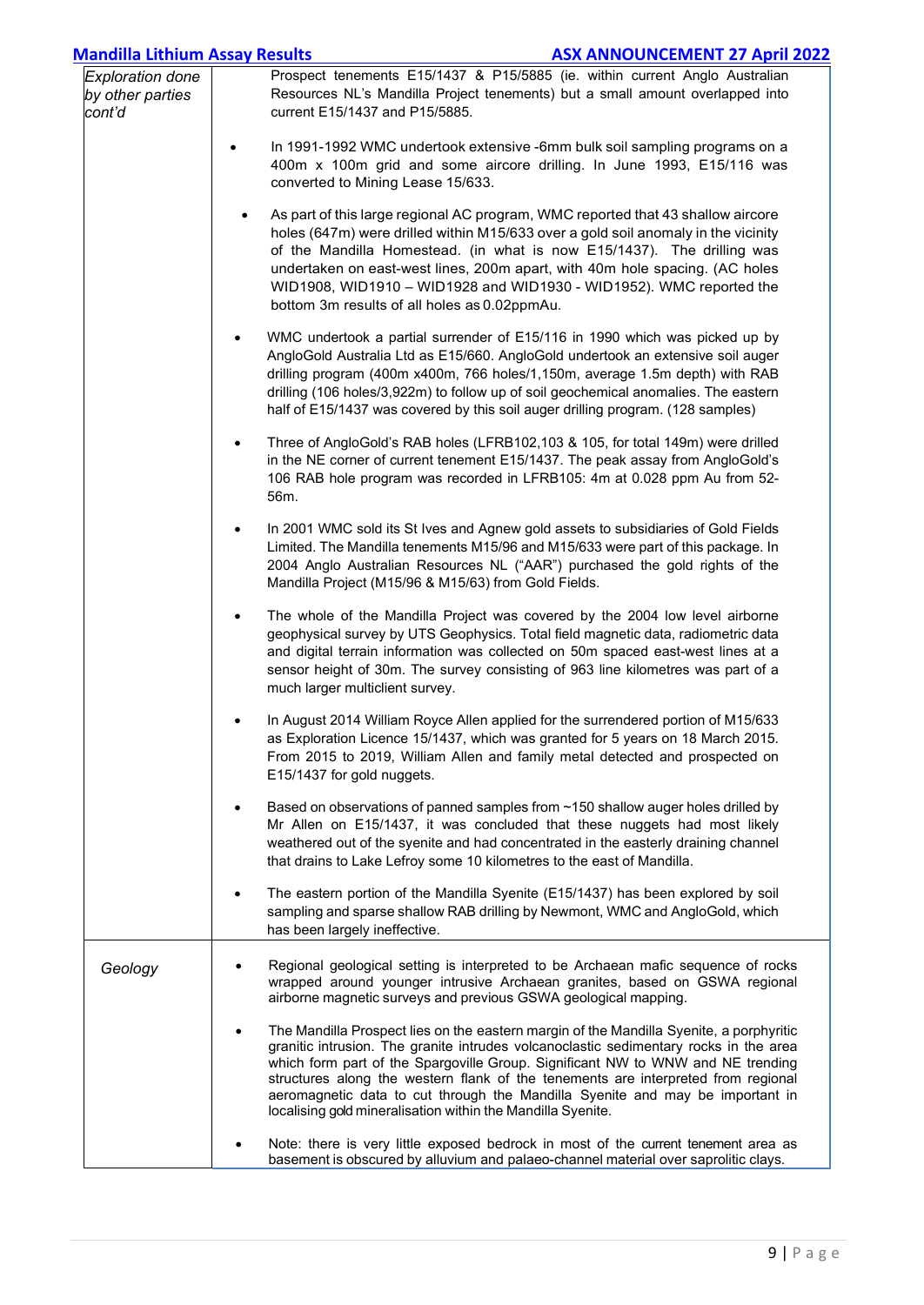| | |
|---|---|
| *Exploration done by other parties cont'd* | Prospect tenements E15/1437 & P15/5885 (ie. within current Anglo Australian Resources NL's Mandilla Project tenements) but a small amount overlapped into current E15/1437 and P15/5885.<br><br>• In 1991-1992 WMC undertook extensive -6mm bulk soil sampling programs on a 400m x 100m grid and some aircore drilling. In June 1993, E15/116 was converted to Mining Lease 15/633.<br><br>• As part of this large regional AC program, WMC reported that 43 shallow aircore holes (647m) were drilled within M15/633 over a gold soil anomaly in the vicinity of the Mandilla Homestead. (in what is now E15/1437). The drilling was undertaken on east-west lines, 200m apart, with 40m hole spacing. (AC holes WID1908, WID1910 – WID1928 and WID1930 - WID1952). WMC reported the bottom 3m results of all holes as 0.02ppmAu.<br><br>• WMC undertook a partial surrender of E15/116 in 1990 which was picked up by AngloGold Australia Ltd as E15/660. AngloGold undertook an extensive soil auger drilling program (400m x400m, 766 holes/1,150m, average 1.5m depth) with RAB drilling (106 holes/3,922m) to follow up of soil geochemical anomalies. The eastern half of E15/1437 was covered by this soil auger drilling program. (128 samples)<br><br>• Three of AngloGold's RAB holes (LFRB102,103 & 105, for total 149m) were drilled in the NE corner of current tenement E15/1437. The peak assay from AngloGold's 106 RAB hole program was recorded in LFRB105: 4m at 0.028 ppm Au from 52-56m.<br><br>• In 2001 WMC sold its St Ives and Agnew gold assets to subsidiaries of Gold Fields Limited. The Mandilla tenements M15/96 and M15/633 were part of this package. In 2004 Anglo Australian Resources NL ("AAR") purchased the gold rights of the Mandilla Project (M15/96 & M15/63) from Gold Fields.<br><br>• The whole of the Mandilla Project was covered by the 2004 low level airborne geophysical survey by UTS Geophysics. Total field magnetic data, radiometric data and digital terrain information was collected on 50m spaced east-west lines at a sensor height of 30m. The survey consisting of 963 line kilometres was part of a much larger multiclient survey.<br><br>• In August 2014 William Royce Allen applied for the surrendered portion of M15/633 as Exploration Licence 15/1437, which was granted for 5 years on 18 March 2015. From 2015 to 2019, William Allen and family metal detected and prospected on E15/1437 for gold nuggets.<br><br>• Based on observations of panned samples from ~150 shallow auger holes drilled by Mr Allen on E15/1437, it was concluded that these nuggets had most likely weathered out of the syenite and had concentrated in the easterly draining channel that drains to Lake Lefroy some 10 kilometres to the east of Mandilla.<br><br>• The eastern portion of the Mandilla Syenite (E15/1437) has been explored by soil sampling and sparse shallow RAB drilling by Newmont, WMC and AngloGold, which has been largely ineffective. |
| *Geology* | • Regional geological setting is interpreted to be Archaean mafic sequence of rocks wrapped around younger intrusive Archaean granites, based on GSWA regional airborne magnetic surveys and previous GSWA geological mapping.<br><br>• The Mandilla Prospect lies on the eastern margin of the Mandilla Syenite, a porphyritic granitic intrusion. The granite intrudes volcanoclastic sedimentary rocks in the area which form part of the Spargoville Group. Significant NW to WNW and NE trending structures along the western flank of the tenements are interpreted from regional aeromagnetic data to cut through the Mandilla Syenite and may be important in localising gold mineralisation within the Mandilla Syenite.<br><br>• Note: there is very little exposed bedrock in most of the current tenement area as basement is obscured by alluvium and palaeo-channel material over saprolitic clays. |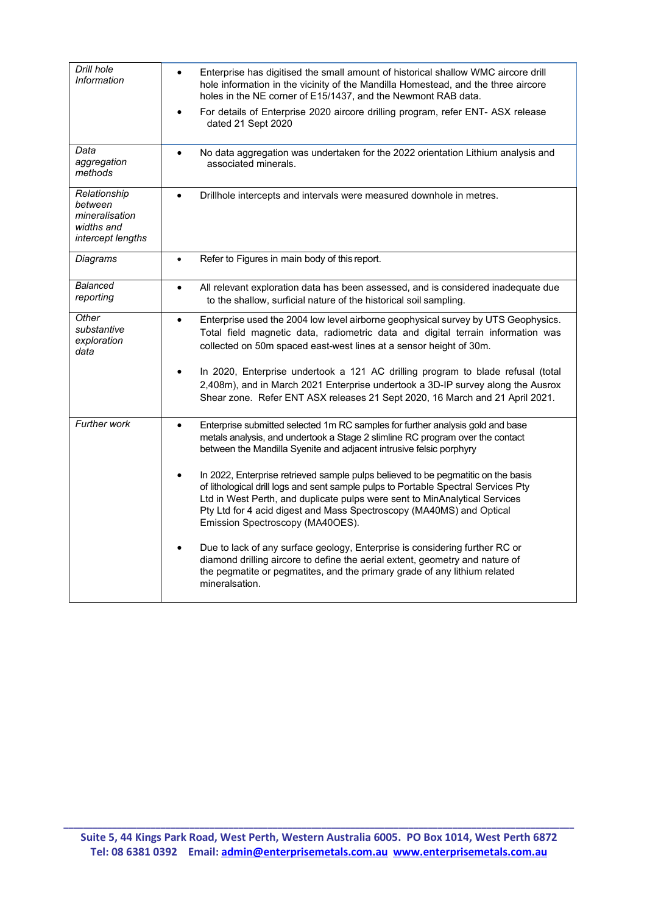| | |
|---|---|
| *Drill hole Information* | • Enterprise has digitised the small amount of historical shallow WMC aircore drill hole information in the vicinity of the Mandilla Homestead, and the three aircore holes in the NE corner of E15/1437, and the Newmont RAB data.<br>• For details of Enterprise 2020 aircore drilling program, refer ENT- ASX release dated 21 Sept 2020 |
| *Data aggregation methods* | • No data aggregation was undertaken for the 2022 orientation Lithium analysis and associated minerals. |
| *Relationship between mineralisation widths and intercept lengths* | • Drillhole intercepts and intervals were measured downhole in metres. |
| *Diagrams* | • Refer to Figures in main body of this report. |
| *Balanced reporting* | • All relevant exploration data has been assessed, and is considered inadequate due to the shallow, surficial nature of the historical soil sampling. |
| *Other substantive exploration data* | • Enterprise used the 2004 low level airborne geophysical survey by UTS Geophysics. Total field magnetic data, radiometric data and digital terrain information was collected on 50m spaced east-west lines at a sensor height of 30m.<br>• In 2020, Enterprise undertook a 121 AC drilling program to blade refusal (total 2,408m), and in March 2021 Enterprise undertook a 3D-IP survey along the Ausrox Shear zone. Refer ENT ASX releases 21 Sept 2020, 16 March and 21 April 2021. |
| *Further work* | • Enterprise submitted selected 1m RC samples for further analysis gold and base metals analysis, and undertook a Stage 2 slimline RC program over the contact between the Mandilla Syenite and adjacent intrusive felsic porphyry<br>• In 2022, Enterprise retrieved sample pulps believed to be pegmatitic on the basis of lithological drill logs and sent sample pulps to Portable Spectral Services Pty Ltd in West Perth, and duplicate pulps were sent to MinAnalytical Services Pty Ltd for 4 acid digest and Mass Spectroscopy (MA40MS) and Optical Emission Spectroscopy (MA40OES).<br>• Due to lack of any surface geology, Enterprise is considering further RC or diamond drilling aircore to define the aerial extent, geometry and nature of the pegmatite or pegmatites, and the primary grade of any lithium related mineralsation. |